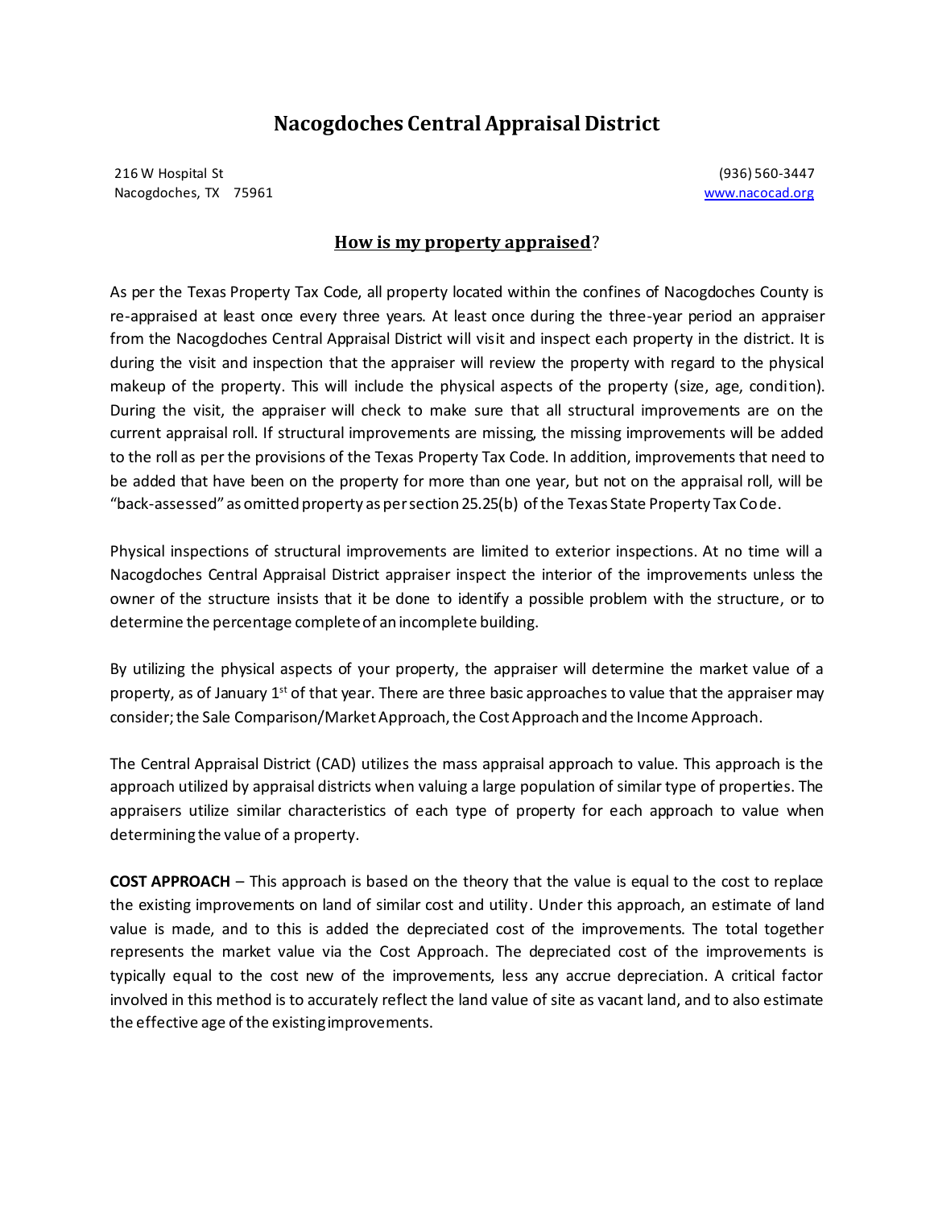# Nacogdoches Central Appraisal District

216 W Hospital St
Nacogdoches, TX 75961

(936) 560-3447
www.nacocad.org

## How is my property appraised?

As per the Texas Property Tax Code, all property located within the confines of Nacogdoches County is re-appraised at least once every three years. At least once during the three-year period an appraiser from the Nacogdoches Central Appraisal District will visit and inspect each property in the district. It is during the visit and inspection that the appraiser will review the property with regard to the physical makeup of the property. This will include the physical aspects of the property (size, age, condition). During the visit, the appraiser will check to make sure that all structural improvements are on the current appraisal roll. If structural improvements are missing, the missing improvements will be added to the roll as per the provisions of the Texas Property Tax Code. In addition, improvements that need to be added that have been on the property for more than one year, but not on the appraisal roll, will be "back-assessed" as omitted property as per section 25.25(b) of the Texas State Property Tax Code.

Physical inspections of structural improvements are limited to exterior inspections. At no time will a Nacogdoches Central Appraisal District appraiser inspect the interior of the improvements unless the owner of the structure insists that it be done to identify a possible problem with the structure, or to determine the percentage complete of an incomplete building.

By utilizing the physical aspects of your property, the appraiser will determine the market value of a property, as of January 1st of that year. There are three basic approaches to value that the appraiser may consider; the Sale Comparison/Market Approach, the Cost Approach and the Income Approach.

The Central Appraisal District (CAD) utilizes the mass appraisal approach to value. This approach is the approach utilized by appraisal districts when valuing a large population of similar type of properties. The appraisers utilize similar characteristics of each type of property for each approach to value when determining the value of a property.

**COST APPROACH** – This approach is based on the theory that the value is equal to the cost to replace the existing improvements on land of similar cost and utility. Under this approach, an estimate of land value is made, and to this is added the depreciated cost of the improvements. The total together represents the market value via the Cost Approach. The depreciated cost of the improvements is typically equal to the cost new of the improvements, less any accrue depreciation. A critical factor involved in this method is to accurately reflect the land value of site as vacant land, and to also estimate the effective age of the existing improvements.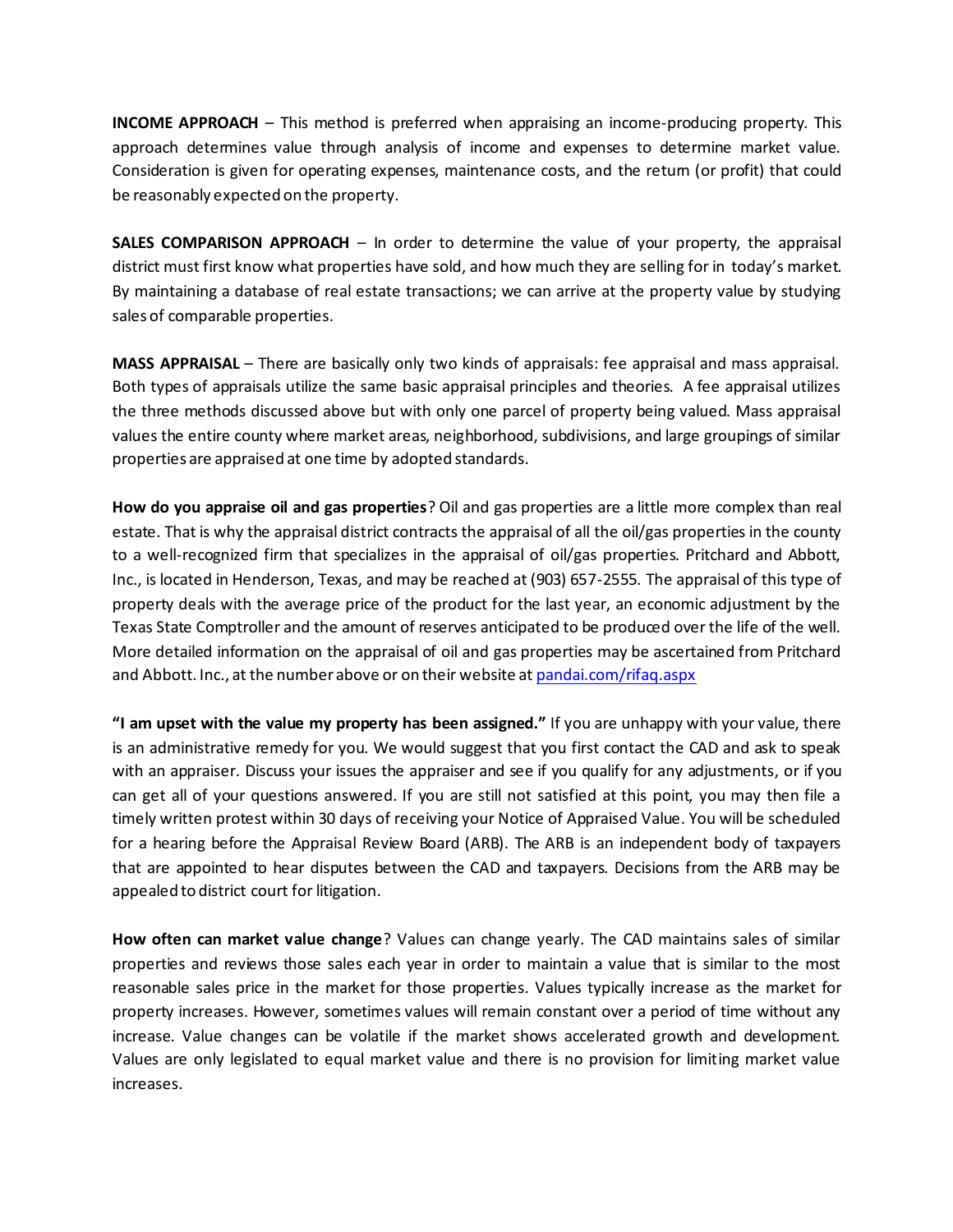**INCOME APPROACH** – This method is preferred when appraising an income-producing property. This approach determines value through analysis of income and expenses to determine market value. Consideration is given for operating expenses, maintenance costs, and the return (or profit) that could be reasonably expected on the property.

**SALES COMPARISON APPROACH** – In order to determine the value of your property, the appraisal district must first know what properties have sold, and how much they are selling for in today's market. By maintaining a database of real estate transactions; we can arrive at the property value by studying sales of comparable properties.

**MASS APPRAISAL** – There are basically only two kinds of appraisals: fee appraisal and mass appraisal. Both types of appraisals utilize the same basic appraisal principles and theories. A fee appraisal utilizes the three methods discussed above but with only one parcel of property being valued. Mass appraisal values the entire county where market areas, neighborhood, subdivisions, and large groupings of similar properties are appraised at one time by adopted standards.

**How do you appraise oil and gas properties**? Oil and gas properties are a little more complex than real estate. That is why the appraisal district contracts the appraisal of all the oil/gas properties in the county to a well-recognized firm that specializes in the appraisal of oil/gas properties. Pritchard and Abbott, Inc., is located in Henderson, Texas, and may be reached at (903) 657-2555. The appraisal of this type of property deals with the average price of the product for the last year, an economic adjustment by the Texas State Comptroller and the amount of reserves anticipated to be produced over the life of the well. More detailed information on the appraisal of oil and gas properties may be ascertained from Pritchard and Abbott. Inc., at the number above or on their website at [pandai.com/rifaq.aspx](pandai.com/rifaq.aspx)

**"I am upset with the value my property has been assigned."** If you are unhappy with your value, there is an administrative remedy for you. We would suggest that you first contact the CAD and ask to speak with an appraiser. Discuss your issues the appraiser and see if you qualify for any adjustments, or if you can get all of your questions answered. If you are still not satisfied at this point, you may then file a timely written protest within 30 days of receiving your Notice of Appraised Value. You will be scheduled for a hearing before the Appraisal Review Board (ARB). The ARB is an independent body of taxpayers that are appointed to hear disputes between the CAD and taxpayers. Decisions from the ARB may be appealed to district court for litigation.

**How often can market value change**? Values can change yearly. The CAD maintains sales of similar properties and reviews those sales each year in order to maintain a value that is similar to the most reasonable sales price in the market for those properties. Values typically increase as the market for property increases. However, sometimes values will remain constant over a period of time without any increase. Value changes can be volatile if the market shows accelerated growth and development. Values are only legislated to equal market value and there is no provision for limiting market value increases.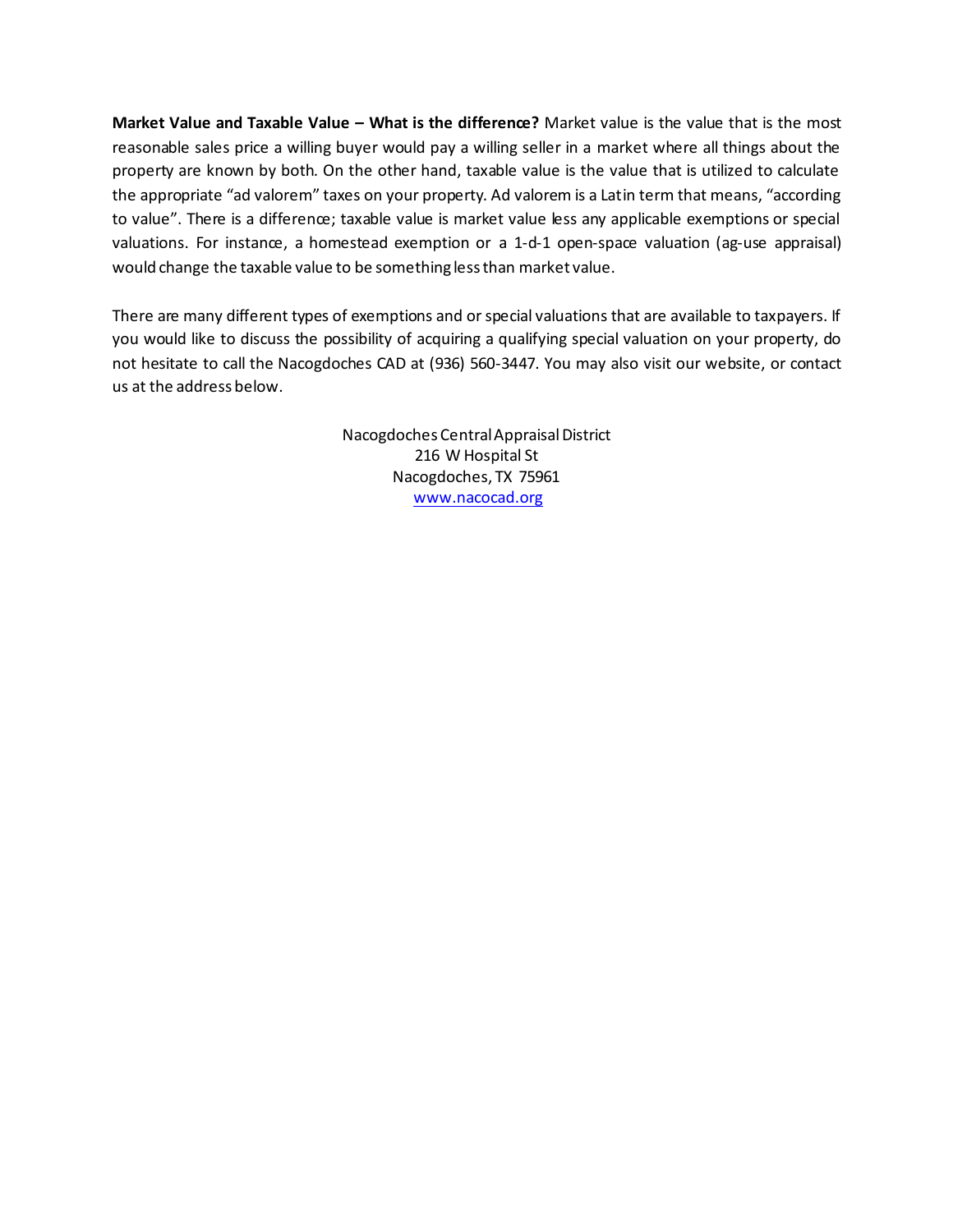**Market Value and Taxable Value – What is the difference?** Market value is the value that is the most reasonable sales price a willing buyer would pay a willing seller in a market where all things about the property are known by both. On the other hand, taxable value is the value that is utilized to calculate the appropriate "ad valorem" taxes on your property. Ad valorem is a Latin term that means, "according to value". There is a difference; taxable value is market value less any applicable exemptions or special valuations. For instance, a homestead exemption or a 1-d-1 open-space valuation (ag-use appraisal) would change the taxable value to be something less than market value.

There are many different types of exemptions and or special valuations that are available to taxpayers. If you would like to discuss the possibility of acquiring a qualifying special valuation on your property, do not hesitate to call the Nacogdoches CAD at (936) 560-3447. You may also visit our website, or contact us at the address below.

Nacogdoches Central Appraisal District
216 W Hospital St
Nacogdoches, TX 75961
[www.nacocad.org](http://www.nacocad.org)